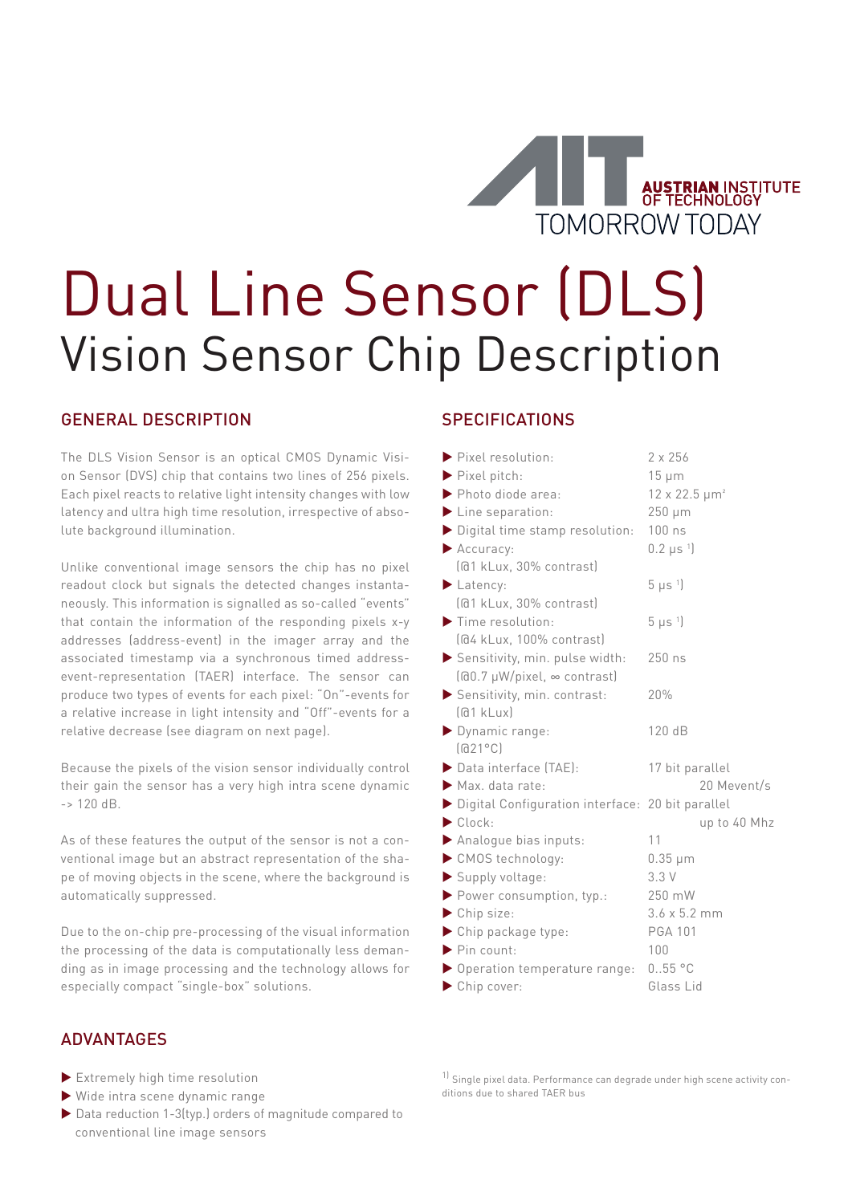AUSTRIAN INSTITUTE OF TECHNOLOGY
TOMORROW TODAY

# Dual Line Sensor (DLS)
## Vision Sensor Chip Description

## GENERAL DESCRIPTION

The DLS Vision Sensor is an optical CMOS Dynamic Vision Sensor (DVS) chip that contains two lines of 256 pixels. Each pixel reacts to relative light intensity changes with low latency and ultra high time resolution, irrespective of absolute background illumination.

Unlike conventional image sensors the chip has no pixel readout clock but signals the detected changes instantaneously. This information is signalled as so-called "events" that contain the information of the responding pixels x-y addresses (address-event) in the imager array and the associated timestamp via a synchronous timed address-event-representation (TAER) interface. The sensor can produce two types of events for each pixel: "On"-events for a relative increase in light intensity and "Off"-events for a relative decrease (see diagram on next page).

Because the pixels of the vision sensor individually control their gain the sensor has a very high intra scene dynamic -> 120 dB.

As of these features the output of the sensor is not a conventional image but an abstract representation of the shape of moving objects in the scene, where the background is automatically suppressed.

Due to the on-chip pre-processing of the visual information the processing of the data is computationally less demanding as in image processing and the technology allows for especially compact "single-box" solutions.

## SPECIFICATIONS

| Parameter | Value |
| --- | --- |
| Pixel resolution: | 2 x 256 |
| Pixel pitch: | 15 µm |
| Photo diode area: | 12 x 22.5 µm² |
| Line separation: | 250 µm |
| Digital time stamp resolution: | 100 ns |
| Accuracy: (@1 kLux, 30% contrast) | 0.2 µs [1] |
| Latency: (@1 kLux, 30% contrast) | 5 µs [1] |
| Time resolution: (@4 kLux, 100% contrast) | 5 µs [1] |
| Sensitivity, min. pulse width: (@0.7 µW/pixel, ∞ contrast) | 250 ns |
| Sensitivity, min. contrast: (@1 kLux) | 20% |
| Dynamic range: (@21°C) | 120 dB |
| Data interface (TAE): | 17 bit parallel |
| Max. data rate: | 20 Mevent/s |
| Digital Configuration interface: | 20 bit parallel |
| Clock: | up to 40 Mhz |
| Analogue bias inputs: | 11 |
| CMOS technology: | 0.35 µm |
| Supply voltage: | 3.3 V |
| Power consumption, typ.: | 250 mW |
| Chip size: | 3.6 x 5.2 mm |
| Chip package type: | PGA 101 |
| Pin count: | 100 |
| Operation temperature range: | 0..55 °C |
| Chip cover: | Glass Lid |

[1] Single pixel data. Performance can degrade under high scene activity conditions due to shared TAER bus

## ADVANTAGES

- Extremely high time resolution
- Wide intra scene dynamic range
- Data reduction 1-3(typ.) orders of magnitude compared to conventional line image sensors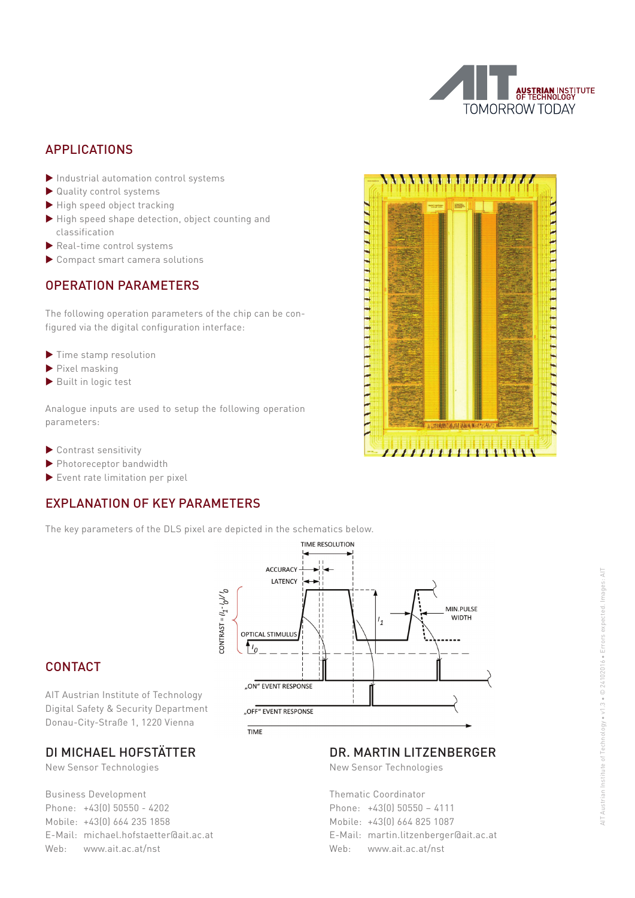## APPLICATIONS

- Industrial automation control systems
- Quality control systems
- High speed object tracking
- High speed shape detection, object counting and classification
- Real-time control systems
- Compact smart camera solutions

## OPERATION PARAMETERS

The following operation parameters of the chip can be configured via the digital configuration interface:

- Time stamp resolution
- Pixel masking
- Built in logic test

Analogue inputs are used to setup the following operation parameters:

- Contrast sensitivity
- Photoreceptor bandwidth
- Event rate limitation per pixel

## EXPLANATION OF KEY PARAMETERS

The key parameters of the DLS pixel are depicted in the schematics below.

TIME RESOLUTION
ACCURACY
LATENCY
CONTRAST = $(I_1 - I_0)/I_0$
OPTICAL STIMULUS
$I_0$
$I_1$
MIN.PULSE WIDTH
„ON" EVENT RESPONSE
„OFF" EVENT RESPONSE
TIME

## CONTACT

AIT Austrian Institute of Technology
Digital Safety & Security Department
Donau-City-Straße 1, 1220 Vienna

### DI MICHAEL HOFSTÄTTER

New Sensor Technologies

Business Development
Phone: +43(0) 50550 - 4202
Mobile: +43(0) 664 235 1858
E-Mail: michael.hofstaetter@ait.ac.at
Web: www.ait.ac.at/nst

### DR. MARTIN LITZENBERGER

New Sensor Technologies

Thematic Coordinator
Phone: +43(0) 50550 – 4111
Mobile: +43(0) 664 825 1087
E-Mail: martin.litzenberger@ait.ac.at
Web: www.ait.ac.at/nst

AIT Austrian Institute of Technology • v1.3 • © 24102016 • Errors expected. Images: AIT